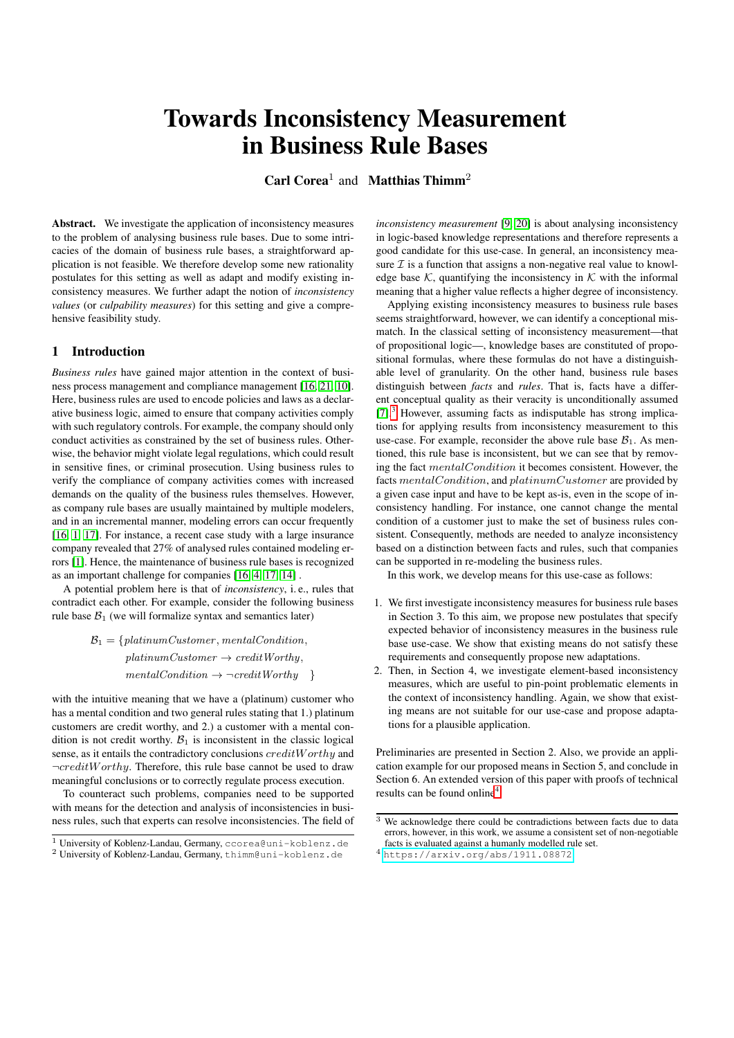# Towards Inconsistency Measurement in Business Rule Bases

**Carl Corea**[1] and **Matthias Thimm**[2]

**Abstract.** We investigate the application of inconsistency measures to the problem of analysing business rule bases. Due to some intricacies of the domain of business rule bases, a straightforward application is not feasible. We therefore develop some new rationality postulates for this setting as well as adapt and modify existing inconsistency measures. We further adapt the notion of *inconsistency values* (or *culpability measures*) for this setting and give a comprehensive feasibility study.

## 1 Introduction

*Business rules* have gained major attention in the context of business process management and compliance management [16, 21, 10]. Here, business rules are used to encode policies and laws as a declarative business logic, aimed to ensure that company activities comply with such regulatory controls. For example, the company should only conduct activities as constrained by the set of business rules. Otherwise, the behavior might violate legal regulations, which could result in sensitive fines, or criminal prosecution. Using business rules to verify the compliance of company activities comes with increased demands on the quality of the business rules themselves. However, as company rule bases are usually maintained by multiple modelers, and in an incremental manner, modeling errors can occur frequently [16, 1, 17]. For instance, a recent case study with a large insurance company revealed that 27% of analysed rules contained modeling errors [1]. Hence, the maintenance of business rule bases is recognized as an important challenge for companies [16, 4, 17, 14] .

A potential problem here is that of *inconsistency*, i. e., rules that contradict each other. For example, consider the following business rule base $\mathcal{B}_1$ (we will formalize syntax and semantics later)

$$\mathcal{B}_1 = \{platinumCustomer, mentalCondition,$$
$$platinumCustomer \rightarrow creditWorthy,$$
$$mentalCondition \rightarrow \neg creditWorthy \quad \}$$

with the intuitive meaning that we have a (platinum) customer who has a mental condition and two general rules stating that 1.) platinum customers are credit worthy, and 2.) a customer with a mental condition is not credit worthy. $\mathcal{B}_1$ is inconsistent in the classic logical sense, as it entails the contradictory conclusions $creditWorthy$ and $\neg creditWorthy$. Therefore, this rule base cannot be used to draw meaningful conclusions or to correctly regulate process execution.

To counteract such problems, companies need to be supported with means for the detection and analysis of inconsistencies in business rules, such that experts can resolve inconsistencies. The field of *inconsistency measurement* [9, 20] is about analysing inconsistency in logic-based knowledge representations and therefore represents a good candidate for this use-case. In general, an inconsistency measure $\mathcal{I}$ is a function that assigns a non-negative real value to knowledge base $\mathcal{K}$, quantifying the inconsistency in $\mathcal{K}$ with the informal meaning that a higher value reflects a higher degree of inconsistency.

Applying existing inconsistency measures to business rule bases seems straightforward, however, we can identify a conceptional mismatch. In the classical setting of inconsistency measurement—that of propositional logic—, knowledge bases are constituted of propositional formulas, where these formulas do not have a distinguishable level of granularity. On the other hand, business rule bases distinguish between *facts* and *rules*. That is, facts have a different conceptual quality as their veracity is unconditionally assumed [7].[3] However, assuming facts as indisputable has strong implications for applying results from inconsistency measurement to this use-case. For example, reconsider the above rule base $\mathcal{B}_1$. As mentioned, this rule base is inconsistent, but we can see that by removing the fact $mentalCondition$ it becomes consistent. However, the facts $mentalCondition$, and $platinumCustomer$ are provided by a given case input and have to be kept as-is, even in the scope of inconsistency handling. For instance, one cannot change the mental condition of a customer just to make the set of business rules consistent. Consequently, methods are needed to analyze inconsistency based on a distinction between facts and rules, such that companies can be supported in re-modeling the business rules.

In this work, we develop means for this use-case as follows:

1. We first investigate inconsistency measures for business rule bases in Section 3. To this aim, we propose new postulates that specify expected behavior of inconsistency measures in the business rule base use-case. We show that existing means do not satisfy these requirements and consequently propose new adaptations.
2. Then, in Section 4, we investigate element-based inconsistency measures, which are useful to pin-point problematic elements in the context of inconsistency handling. Again, we show that existing means are not suitable for our use-case and propose adaptations for a plausible application.

Preliminaries are presented in Section 2. Also, we provide an application example for our proposed means in Section 5, and conclude in Section 6. An extended version of this paper with proofs of technical results can be found online[4].

---

[1] University of Koblenz-Landau, Germany, ccorea@uni-koblenz.de

[2] University of Koblenz-Landau, Germany, thimm@uni-koblenz.de

[3] We acknowledge there could be contradictions between facts due to data errors, however, in this work, we assume a consistent set of non-negotiable facts is evaluated against a humanly modelled rule set.

[4] https://arxiv.org/abs/1911.08872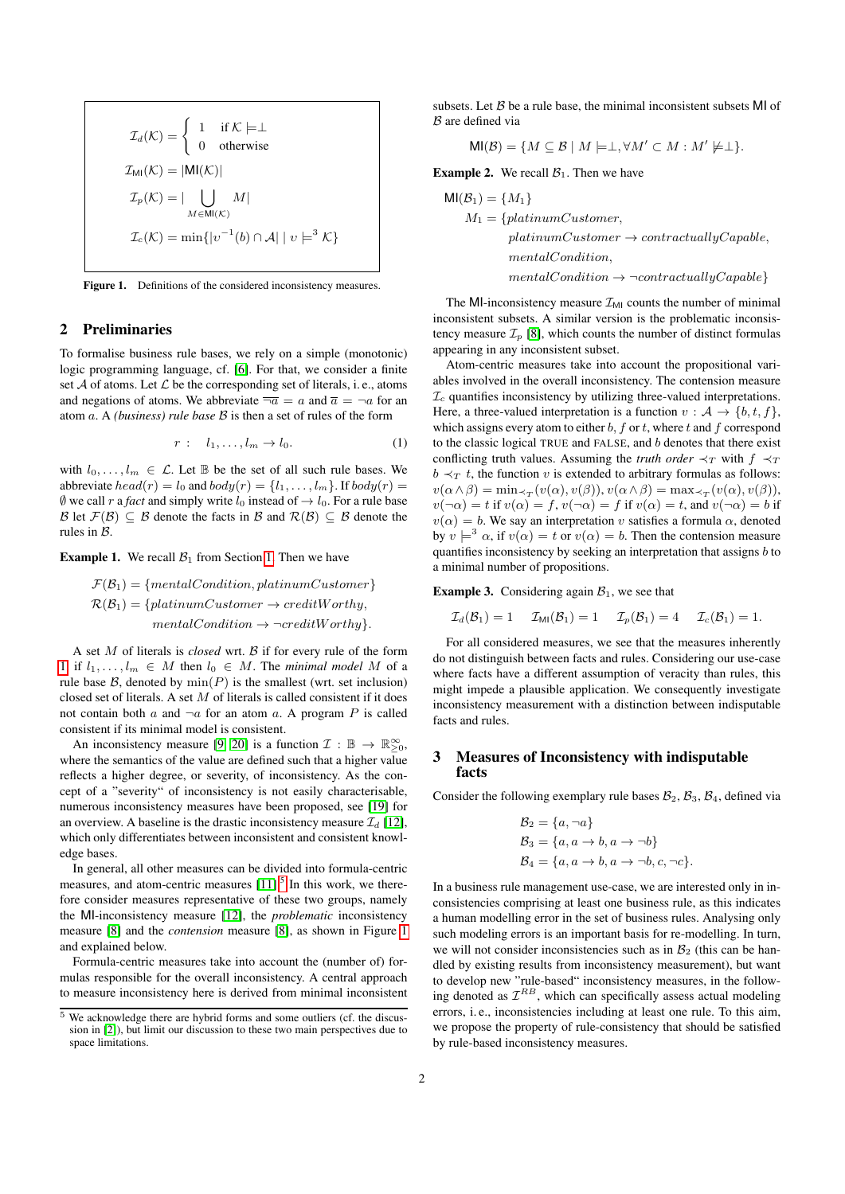$$\mathcal{I}_d(\mathcal{K}) = \begin{cases} 1 & \text{if } \mathcal{K} \models \perp \\ 0 & \text{otherwise} \end{cases}$$

$$\mathcal{I}_{\mathsf{MI}}(\mathcal{K}) = |\mathsf{MI}(\mathcal{K})|$$

$$\mathcal{I}_p(\mathcal{K}) = |\bigcup_{M \in \mathsf{MI}(\mathcal{K})} M|$$

$$\mathcal{I}_c(\mathcal{K}) = \min\{|v^{-1}(b) \cap \mathcal{A}| \mid v \models^3 \mathcal{K}\}$$

**Figure 1.** Definitions of the considered inconsistency measures.

## 2 Preliminaries

To formalise business rule bases, we rely on a simple (monotonic) logic programming language, cf. [6]. For that, we consider a finite set $\mathcal{A}$ of atoms. Let $\mathcal{L}$ be the corresponding set of literals, i. e., atoms and negations of atoms. We abbreviate $\overline{\overline{a}} = a$ and $\overline{a} = \neg a$ for an atom $a$. A *(business) rule base* $\mathcal{B}$ is then a set of rules of the form

$$r: \quad l_1, \ldots, l_m \rightarrow l_0. \tag{1}$$

with $l_0, \ldots, l_m \in \mathcal{L}$. Let $\mathbb{B}$ be the set of all such rule bases. We abbreviate $head(r) = l_0$ and $body(r) = \{l_1, \ldots, l_m\}$. If $body(r) = \emptyset$ we call $r$ a *fact* and simply write $l_0$ instead of $\rightarrow l_0$. For a rule base $\mathcal{B}$ let $\mathcal{F}(\mathcal{B}) \subseteq \mathcal{B}$ denote the facts in $\mathcal{B}$ and $\mathcal{R}(\mathcal{B}) \subseteq \mathcal{B}$ denote the rules in $\mathcal{B}$.

**Example 1.** We recall $\mathcal{B}_1$ from Section 1. Then we have

$$\mathcal{F}(\mathcal{B}_1) = \{mentalCondition, platinumCustomer\}$$
$$\mathcal{R}(\mathcal{B}_1) = \{platinumCustomer \rightarrow creditWorthy, \; mentalCondition \rightarrow \neg creditWorthy\}.$$

A set $M$ of literals is *closed* wrt. $\mathcal{B}$ if for every rule of the form 1 if $l_1, \ldots, l_m \in M$ then $l_0 \in M$. The *minimal model* $M$ of a rule base $\mathcal{B}$, denoted by $\min(P)$ is the smallest (wrt. set inclusion) closed set of literals. A set $M$ of literals is called consistent if it does not contain both $a$ and $\neg a$ for an atom $a$. A program $P$ is called consistent if its minimal model is consistent.

An inconsistency measure [9, 20] is a function $\mathcal{I} : \mathbb{B} \rightarrow \mathbb{R}^{\infty}_{\geq 0}$, where the semantics of the value are defined such that a higher value reflects a higher degree, or severity, of inconsistency. As the concept of a "severity" of inconsistency is not easily characterisable, numerous inconsistency measures have been proposed, see [19] for an overview. A baseline is the drastic inconsistency measure $\mathcal{I}_d$ [12], which only differentiates between inconsistent and consistent knowledge bases.

In general, all other measures can be divided into formula-centric measures, and atom-centric measures [11].[5] In this work, we therefore consider measures representative of these two groups, namely the MI-inconsistency measure [12], the *problematic* inconsistency measure [8] and the *contension* measure [8], as shown in Figure 1 and explained below.

Formula-centric measures take into account the (number of) formulas responsible for the overall inconsistency. A central approach to measure inconsistency here is derived from minimal inconsistent subsets. Let $\mathcal{B}$ be a rule base, the minimal inconsistent subsets $\mathsf{MI}$ of $\mathcal{B}$ are defined via

$$\mathsf{MI}(\mathcal{B}) = \{M \subseteq \mathcal{B} \mid M \models \perp, \forall M' \subset M : M' \not\models \perp\}.$$

**Example 2.** We recall $\mathcal{B}_1$. Then we have

$$\mathsf{MI}(\mathcal{B}_1) = \{M_1\}$$
$$M_1 = \{platinumCustomer, \; platinumCustomer \rightarrow contractuallyCapable, \; mentalCondition, \; mentalCondition \rightarrow \neg contractuallyCapable\}$$

The MI-inconsistency measure $\mathcal{I}_{\mathsf{MI}}$ counts the number of minimal inconsistent subsets. A similar version is the problematic inconsistency measure $\mathcal{I}_p$ [8], which counts the number of distinct formulas appearing in any inconsistent subset.

Atom-centric measures take into account the propositional variables involved in the overall inconsistency. The contension measure $\mathcal{I}_c$ quantifies inconsistency by utilizing three-valued interpretations. Here, a three-valued interpretation is a function $v : \mathcal{A} \rightarrow \{b, t, f\}$, which assigns every atom to either $b$, $f$ or $t$, where $t$ and $f$ correspond to the classic logical TRUE and FALSE, and $b$ denotes that there exist conflicting truth values. Assuming the *truth order* $\prec_T$ with $f \prec_T b \prec_T t$, the function $v$ is extended to arbitrary formulas as follows: $v(\alpha \wedge \beta) = \min_{\prec_T}(v(\alpha), v(\beta))$, $v(\alpha \wedge \beta) = \max_{\prec_T}(v(\alpha), v(\beta))$, $v(\neg\alpha) = t$ if $v(\alpha) = f$, $v(\neg\alpha) = f$ if $v(\alpha) = t$, and $v(\neg\alpha) = b$ if $v(\alpha) = b$. We say an interpretation $v$ satisfies a formula $\alpha$, denoted by $v \models^3 \alpha$, if $v(\alpha) = t$ or $v(\alpha) = b$. Then the contension measure quantifies inconsistency by seeking an interpretation that assigns $b$ to a minimal number of propositions.

**Example 3.** Considering again $\mathcal{B}_1$, we see that

$$\mathcal{I}_d(\mathcal{B}_1) = 1 \quad \mathcal{I}_{\mathsf{MI}}(\mathcal{B}_1) = 1 \quad \mathcal{I}_p(\mathcal{B}_1) = 4 \quad \mathcal{I}_c(\mathcal{B}_1) = 1.$$

For all considered measures, we see that the measures inherently do not distinguish between facts and rules. Considering our use-case where facts have a different assumption of veracity than rules, this might impede a plausible application. We consequently investigate inconsistency measurement with a distinction between indisputable facts and rules.

## 3 Measures of Inconsistency with indisputable facts

Consider the following exemplary rule bases $\mathcal{B}_2$, $\mathcal{B}_3$, $\mathcal{B}_4$, defined via

$$\mathcal{B}_2 = \{a, \neg a\}$$
$$\mathcal{B}_3 = \{a, a \rightarrow b, a \rightarrow \neg b\}$$
$$\mathcal{B}_4 = \{a, a \rightarrow b, a \rightarrow \neg b, c, \neg c\}.$$

In a business rule management use-case, we are interested only in inconsistencies comprising at least one business rule, as this indicates a human modelling error in the set of business rules. Analysing only such modeling errors is an important basis for re-modelling. In turn, we will not consider inconsistencies such as in $\mathcal{B}_2$ (this can be handled by existing results from inconsistency measurement), but want to develop new "rule-based" inconsistency measures, in the following denoted as $\mathcal{I}^{RB}$, which can specifically assess actual modeling errors, i. e., inconsistencies including at least one rule. To this aim, we propose the property of rule-consistency that should be satisfied by rule-based inconsistency measures.

[5] We acknowledge there are hybrid forms and some outliers (cf. the discussion in [2]), but limit our discussion to these two main perspectives due to space limitations.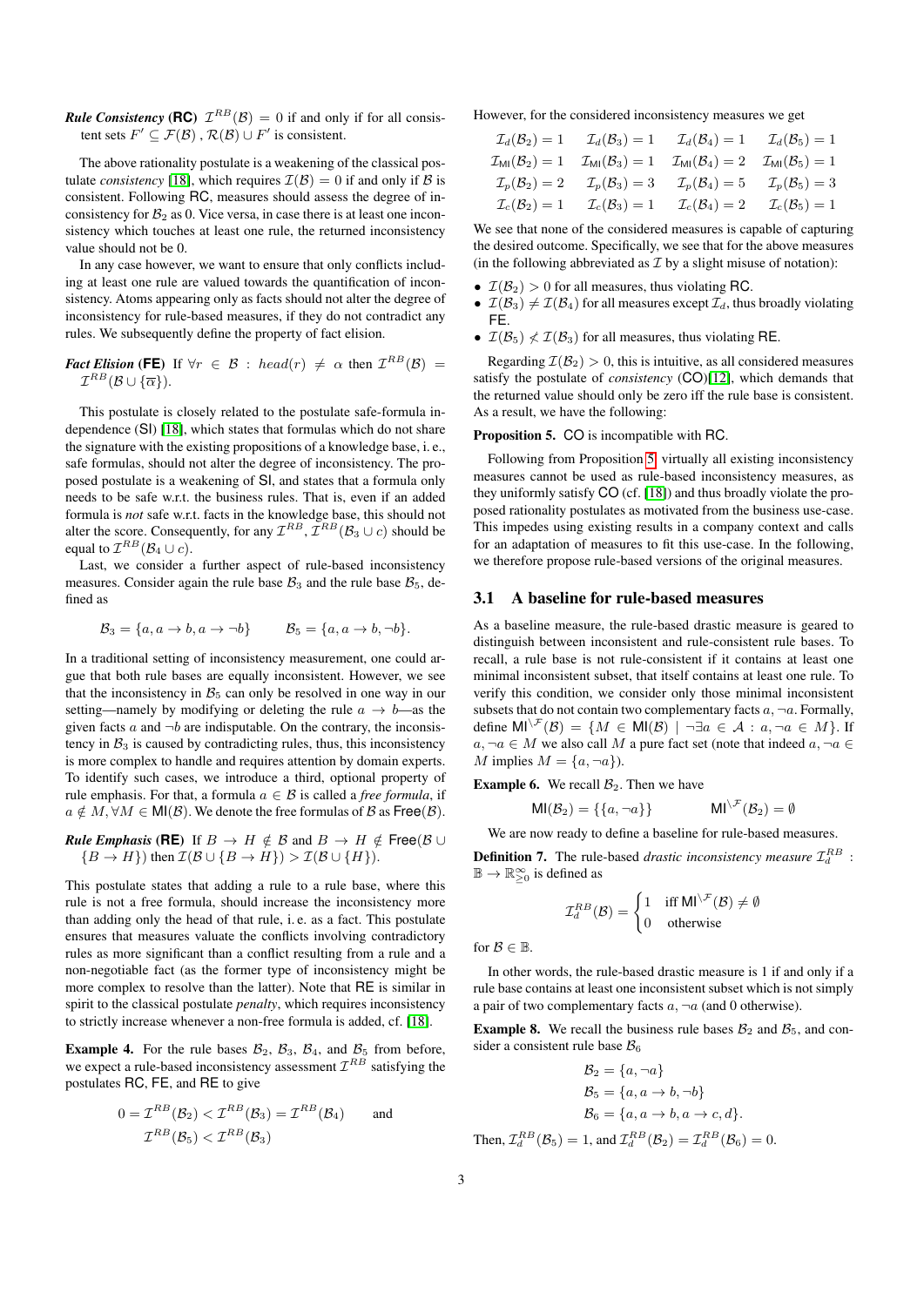***Rule Consistency* (RC)** $\mathcal{I}^{RB}(\mathcal{B}) = 0$ if and only if for all consistent sets $F' \subseteq \mathcal{F}(\mathcal{B})$ , $\mathcal{R}(\mathcal{B}) \cup F'$ is consistent.

The above rationality postulate is a weakening of the classical postulate *consistency* [18], which requires $\mathcal{I}(\mathcal{B}) = 0$ if and only if $\mathcal{B}$ is consistent. Following RC, measures should assess the degree of inconsistency for $\mathcal{B}_2$ as 0. Vice versa, in case there is at least one inconsistency which touches at least one rule, the returned inconsistency value should not be 0.

In any case however, we want to ensure that only conflicts including at least one rule are valued towards the quantification of inconsistency. Atoms appearing only as facts should not alter the degree of inconsistency for rule-based measures, if they do not contradict any rules. We subsequently define the property of fact elision.

***Fact Elision* (FE)** If $\forall r \in \mathcal{B} : head(r) \neq \alpha$ then $\mathcal{I}^{RB}(\mathcal{B}) = \mathcal{I}^{RB}(\mathcal{B} \cup \{\overline{\alpha}\})$.

This postulate is closely related to the postulate safe-formula independence (SI) [18], which states that formulas which do not share the signature with the existing propositions of a knowledge base, i. e., safe formulas, should not alter the degree of inconsistency. The proposed postulate is a weakening of SI, and states that a formula only needs to be safe w.r.t. the business rules. That is, even if an added formula is *not* safe w.r.t. facts in the knowledge base, this should not alter the score. Consequently, for any $\mathcal{I}^{RB}$, $\mathcal{I}^{RB}(\mathcal{B}_3 \cup c)$ should be equal to $\mathcal{I}^{RB}(\mathcal{B}_4 \cup c)$.

Last, we consider a further aspect of rule-based inconsistency measures. Consider again the rule base $\mathcal{B}_3$ and the rule base $\mathcal{B}_5$, defined as

$$\mathcal{B}_3 = \{a, a \to b, a \to \neg b\} \qquad \mathcal{B}_5 = \{a, a \to b, \neg b\}.$$

In a traditional setting of inconsistency measurement, one could argue that both rule bases are equally inconsistent. However, we see that the inconsistency in $\mathcal{B}_5$ can only be resolved in one way in our setting—namely by modifying or deleting the rule $a \to b$—as the given facts $a$ and $\neg b$ are indisputable. On the contrary, the inconsistency in $\mathcal{B}_3$ is caused by contradicting rules, thus, this inconsistency is more complex to handle and requires attention by domain experts. To identify such cases, we introduce a third, optional property of rule emphasis. For that, a formula $a \in \mathcal{B}$ is called a *free formula*, if $a \notin M, \forall M \in \mathsf{MI}(\mathcal{B})$. We denote the free formulas of $\mathcal{B}$ as $\mathsf{Free}(\mathcal{B})$.

***Rule Emphasis* (RE)** If $B \to H \notin \mathcal{B}$ and $B \to H \notin \mathsf{Free}(\mathcal{B} \cup \{B \to H\})$ then $\mathcal{I}(\mathcal{B} \cup \{B \to H\}) > \mathcal{I}(\mathcal{B} \cup \{H\})$.

This postulate states that adding a rule to a rule base, where this rule is not a free formula, should increase the inconsistency more than adding only the head of that rule, i. e. as a fact. This postulate ensures that measures valuate the conflicts involving contradictory rules as more significant than a conflict resulting from a rule and a non-negotiable fact (as the former type of inconsistency might be more complex to resolve than the latter). Note that RE is similar in spirit to the classical postulate *penalty*, which requires inconsistency to strictly increase whenever a non-free formula is added, cf. [18].

**Example 4.** For the rule bases $\mathcal{B}_2$, $\mathcal{B}_3$, $\mathcal{B}_4$, and $\mathcal{B}_5$ from before, we expect a rule-based inconsistency assessment $\mathcal{I}^{RB}$ satisfying the postulates RC, FE, and RE to give

$$0 = \mathcal{I}^{RB}(\mathcal{B}_2) < \mathcal{I}^{RB}(\mathcal{B}_3) = \mathcal{I}^{RB}(\mathcal{B}_4) \qquad \text{and}$$
$$\mathcal{I}^{RB}(\mathcal{B}_5) < \mathcal{I}^{RB}(\mathcal{B}_3)$$

However, for the considered inconsistency measures we get

$$\begin{array}{llll}
\mathcal{I}_d(\mathcal{B}_2) = 1 & \mathcal{I}_d(\mathcal{B}_3) = 1 & \mathcal{I}_d(\mathcal{B}_4) = 1 & \mathcal{I}_d(\mathcal{B}_5) = 1 \\
\mathcal{I}_{\mathsf{MI}}(\mathcal{B}_2) = 1 & \mathcal{I}_{\mathsf{MI}}(\mathcal{B}_3) = 1 & \mathcal{I}_{\mathsf{MI}}(\mathcal{B}_4) = 2 & \mathcal{I}_{\mathsf{MI}}(\mathcal{B}_5) = 1 \\
\mathcal{I}_p(\mathcal{B}_2) = 2 & \mathcal{I}_p(\mathcal{B}_3) = 3 & \mathcal{I}_p(\mathcal{B}_4) = 5 & \mathcal{I}_p(\mathcal{B}_5) = 3 \\
\mathcal{I}_c(\mathcal{B}_2) = 1 & \mathcal{I}_c(\mathcal{B}_3) = 1 & \mathcal{I}_c(\mathcal{B}_4) = 2 & \mathcal{I}_c(\mathcal{B}_5) = 1
\end{array}$$

We see that none of the considered measures is capable of capturing the desired outcome. Specifically, we see that for the above measures (in the following abbreviated as $\mathcal{I}$ by a slight misuse of notation):

- $\mathcal{I}(\mathcal{B}_2) > 0$ for all measures, thus violating RC.
- $\mathcal{I}(\mathcal{B}_3) \neq \mathcal{I}(\mathcal{B}_4)$ for all measures except $\mathcal{I}_d$, thus broadly violating FE.
- $\mathcal{I}(\mathcal{B}_5) \not< \mathcal{I}(\mathcal{B}_3)$ for all measures, thus violating RE.

Regarding $\mathcal{I}(\mathcal{B}_2) > 0$, this is intuitive, as all considered measures satisfy the postulate of *consistency* (CO)[12], which demands that the returned value should only be zero iff the rule base is consistent. As a result, we have the following:

**Proposition 5.** CO is incompatible with RC.

Following from Proposition 5, virtually all existing inconsistency measures cannot be used as rule-based inconsistency measures, as they uniformly satisfy CO (cf. [18]) and thus broadly violate the proposed rationality postulates as motivated from the business use-case. This impedes using existing results in a company context and calls for an adaptation of measures to fit this use-case. In the following, we therefore propose rule-based versions of the original measures.

## 3.1 A baseline for rule-based measures

As a baseline measure, the rule-based drastic measure is geared to distinguish between inconsistent and rule-consistent rule bases. To recall, a rule base is not rule-consistent if it contains at least one minimal inconsistent subset, that itself contains at least one rule. To verify this condition, we consider only those minimal inconsistent subsets that do not contain two complementary facts $a, \neg a$. Formally, define $\mathsf{MI}^{\setminus \mathcal{F}}(\mathcal{B}) = \{M \in \mathsf{MI}(\mathcal{B}) \mid \neg\exists a \in \mathcal{A} : a, \neg a \in M\}$. If $a, \neg a \in M$ we also call $M$ a pure fact set (note that indeed $a, \neg a \in M$ implies $M = \{a, \neg a\}$).

**Example 6.** We recall $\mathcal{B}_2$. Then we have

$$\mathsf{MI}(\mathcal{B}_2) = \{\{a, \neg a\}\} \qquad \mathsf{MI}^{\setminus \mathcal{F}}(\mathcal{B}_2) = \emptyset$$

We are now ready to define a baseline for rule-based measures.

**Definition 7.** The rule-based *drastic inconsistency measure* $\mathcal{I}_d^{RB} : \mathbb{B} \to \mathbb{R}_{\geq 0}^{\infty}$ is defined as

$$\mathcal{I}_d^{RB}(\mathcal{B}) = \begin{cases} 1 & \text{iff } \mathsf{MI}^{\setminus \mathcal{F}}(\mathcal{B}) \neq \emptyset \\ 0 & \text{otherwise} \end{cases}$$

for $\mathcal{B} \in \mathbb{B}$.

In other words, the rule-based drastic measure is 1 if and only if a rule base contains at least one inconsistent subset which is not simply a pair of two complementary facts $a, \neg a$ (and 0 otherwise).

**Example 8.** We recall the business rule bases $\mathcal{B}_2$ and $\mathcal{B}_5$, and consider a consistent rule base $\mathcal{B}_6$

$$\mathcal{B}_2 = \{a, \neg a\}$$
$$\mathcal{B}_5 = \{a, a \to b, \neg b\}$$
$$\mathcal{B}_6 = \{a, a \to b, a \to c, d\}.$$

Then, $\mathcal{I}_d^{RB}(\mathcal{B}_5) = 1$, and $\mathcal{I}_d^{RB}(\mathcal{B}_2) = \mathcal{I}_d^{RB}(\mathcal{B}_6) = 0$.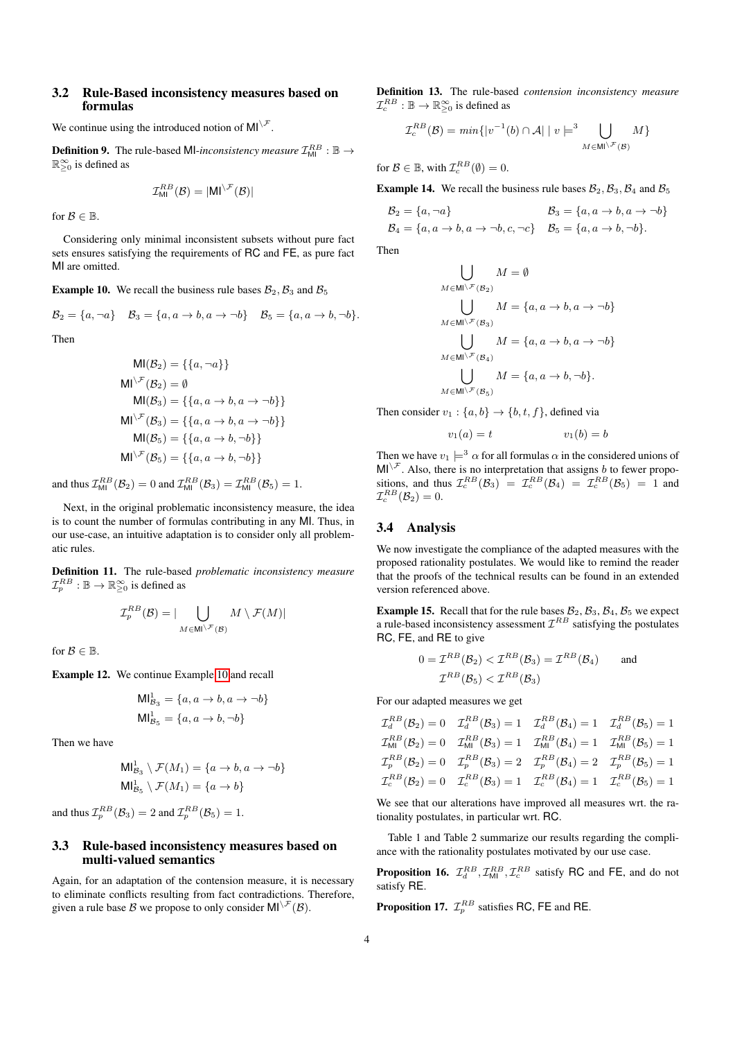### 3.2 Rule-Based inconsistency measures based on formulas

We continue using the introduced notion of $\mathsf{MI}^{\setminus\mathcal{F}}$.

**Definition 9.** The rule-based $\mathsf{MI}$-*inconsistency measure* $\mathcal{I}_{\mathsf{MI}}^{RB} : \mathbb{B} \to \mathbb{R}_{\geq 0}^{\infty}$ is defined as

$$\mathcal{I}_{\mathsf{MI}}^{RB}(\mathcal{B}) = |\mathsf{MI}^{\setminus\mathcal{F}}(\mathcal{B})|$$

for $\mathcal{B} \in \mathbb{B}$.

Considering only minimal inconsistent subsets without pure fact sets ensures satisfying the requirements of RC and FE, as pure fact MI are omitted.

**Example 10.** We recall the business rule bases $\mathcal{B}_2, \mathcal{B}_3$ and $\mathcal{B}_5$

$$\mathcal{B}_2 = \{a, \neg a\} \quad \mathcal{B}_3 = \{a, a \to b, a \to \neg b\} \quad \mathcal{B}_5 = \{a, a \to b, \neg b\}.$$

Then

$$\begin{aligned}
\mathsf{MI}(\mathcal{B}_2) &= \{\{a, \neg a\}\} \\
\mathsf{MI}^{\setminus\mathcal{F}}(\mathcal{B}_2) &= \emptyset \\
\mathsf{MI}(\mathcal{B}_3) &= \{\{a, a \to b, a \to \neg b\}\} \\
\mathsf{MI}^{\setminus\mathcal{F}}(\mathcal{B}_3) &= \{\{a, a \to b, a \to \neg b\}\} \\
\mathsf{MI}(\mathcal{B}_5) &= \{\{a, a \to b, \neg b\}\} \\
\mathsf{MI}^{\setminus\mathcal{F}}(\mathcal{B}_5) &= \{\{a, a \to b, \neg b\}\}
\end{aligned}$$

and thus $\mathcal{I}_{\mathsf{MI}}^{RB}(\mathcal{B}_2) = 0$ and $\mathcal{I}_{\mathsf{MI}}^{RB}(\mathcal{B}_3) = \mathcal{I}_{\mathsf{MI}}^{RB}(\mathcal{B}_5) = 1$.

Next, in the original problematic inconsistency measure, the idea is to count the number of formulas contributing in any MI. Thus, in our use-case, an intuitive adaptation is to consider only all problematic rules.

**Definition 11.** The rule-based *problematic inconsistency measure* $\mathcal{I}_{p}^{RB} : \mathbb{B} \to \mathbb{R}_{\geq 0}^{\infty}$ is defined as

$$\mathcal{I}_{p}^{RB}(\mathcal{B}) = |\bigcup_{M \in \mathsf{MI}^{\setminus\mathcal{F}}(\mathcal{B})} M \setminus \mathcal{F}(M)|$$

for $\mathcal{B} \in \mathbb{B}$.

**Example 12.** We continue Example 10 and recall

$$\begin{aligned}
\mathsf{MI}_{\mathcal{B}_3}^{1} &= \{a, a \to b, a \to \neg b\} \\
\mathsf{MI}_{\mathcal{B}_5}^{1} &= \{a, a \to b, \neg b\}
\end{aligned}$$

Then we have

$$\begin{aligned}
\mathsf{MI}_{\mathcal{B}_3}^{1} \setminus \mathcal{F}(M_1) &= \{a \to b, a \to \neg b\} \\
\mathsf{MI}_{\mathcal{B}_5}^{1} \setminus \mathcal{F}(M_1) &= \{a \to b\}
\end{aligned}$$

and thus $\mathcal{I}_{p}^{RB}(\mathcal{B}_3) = 2$ and $\mathcal{I}_{p}^{RB}(\mathcal{B}_5) = 1$.

### 3.3 Rule-based inconsistency measures based on multi-valued semantics

Again, for an adaptation of the contension measure, it is necessary to eliminate conflicts resulting from fact contradictions. Therefore, given a rule base $\mathcal{B}$ we propose to only consider $\mathsf{MI}^{\setminus\mathcal{F}}(\mathcal{B})$.

**Definition 13.** The rule-based *contension inconsistency measure* $\mathcal{I}_{c}^{RB} : \mathbb{B} \to \mathbb{R}_{\geq 0}^{\infty}$ is defined as

$$\mathcal{I}_{c}^{RB}(\mathcal{B}) = min\{|v^{-1}(b) \cap \mathcal{A}| \mid v \models^3 \bigcup_{M \in \mathsf{MI}^{\setminus\mathcal{F}}(\mathcal{B})} M\}$$

for $\mathcal{B} \in \mathbb{B}$, with $\mathcal{I}_{c}^{RB}(\emptyset) = 0$.

**Example 14.** We recall the business rule bases $\mathcal{B}_2, \mathcal{B}_3, \mathcal{B}_4$ and $\mathcal{B}_5$

$$\begin{aligned}
\mathcal{B}_2 &= \{a, \neg a\} & \mathcal{B}_3 &= \{a, a \to b, a \to \neg b\} \\
\mathcal{B}_4 &= \{a, a \to b, a \to \neg b, c, \neg c\} & \mathcal{B}_5 &= \{a, a \to b, \neg b\}.
\end{aligned}$$

Then

$$\begin{aligned}
\bigcup_{M \in \mathsf{MI}^{\setminus\mathcal{F}}(\mathcal{B}_2)} M &= \emptyset \\
\bigcup_{M \in \mathsf{MI}^{\setminus\mathcal{F}}(\mathcal{B}_3)} M &= \{a, a \to b, a \to \neg b\} \\
\bigcup_{M \in \mathsf{MI}^{\setminus\mathcal{F}}(\mathcal{B}_4)} M &= \{a, a \to b, a \to \neg b\} \\
\bigcup_{M \in \mathsf{MI}^{\setminus\mathcal{F}}(\mathcal{B}_5)} M &= \{a, a \to b, \neg b\}.
\end{aligned}$$

Then consider $v_1 : \{a, b\} \to \{b, t, f\}$, defined via

$$v_1(a) = t \qquad\qquad v_1(b) = b$$

Then we have $v_1 \models^3 \alpha$ for all formulas $\alpha$ in the considered unions of $\mathsf{MI}^{\setminus\mathcal{F}}$. Also, there is no interpretation that assigns $b$ to fewer propositions, and thus $\mathcal{I}_{c}^{RB}(\mathcal{B}_3) = \mathcal{I}_{c}^{RB}(\mathcal{B}_4) = \mathcal{I}_{c}^{RB}(\mathcal{B}_5) = 1$ and $\mathcal{I}_{c}^{RB}(\mathcal{B}_2) = 0$.

### 3.4 Analysis

We now investigate the compliance of the adapted measures with the proposed rationality postulates. We would like to remind the reader that the proofs of the technical results can be found in an extended version referenced above.

**Example 15.** Recall that for the rule bases $\mathcal{B}_2, \mathcal{B}_3, \mathcal{B}_4, \mathcal{B}_5$ we expect a rule-based inconsistency assessment $\mathcal{I}^{RB}$ satisfying the postulates RC, FE, and RE to give

$$\begin{aligned}
0 = \mathcal{I}^{RB}(\mathcal{B}_2) < \mathcal{I}^{RB}(\mathcal{B}_3) = \mathcal{I}^{RB}(\mathcal{B}_4) \qquad \text{and} \\
\mathcal{I}^{RB}(\mathcal{B}_5) < \mathcal{I}^{RB}(\mathcal{B}_3)
\end{aligned}$$

For our adapted measures we get

$$\begin{array}{llll}
\mathcal{I}_{d}^{RB}(\mathcal{B}_2) = 0 & \mathcal{I}_{d}^{RB}(\mathcal{B}_3) = 1 & \mathcal{I}_{d}^{RB}(\mathcal{B}_4) = 1 & \mathcal{I}_{d}^{RB}(\mathcal{B}_5) = 1 \\
\mathcal{I}_{\mathsf{MI}}^{RB}(\mathcal{B}_2) = 0 & \mathcal{I}_{\mathsf{MI}}^{RB}(\mathcal{B}_3) = 1 & \mathcal{I}_{\mathsf{MI}}^{RB}(\mathcal{B}_4) = 1 & \mathcal{I}_{\mathsf{MI}}^{RB}(\mathcal{B}_5) = 1 \\
\mathcal{I}_{p}^{RB}(\mathcal{B}_2) = 0 & \mathcal{I}_{p}^{RB}(\mathcal{B}_3) = 2 & \mathcal{I}_{p}^{RB}(\mathcal{B}_4) = 2 & \mathcal{I}_{p}^{RB}(\mathcal{B}_5) = 1 \\
\mathcal{I}_{c}^{RB}(\mathcal{B}_2) = 0 & \mathcal{I}_{c}^{RB}(\mathcal{B}_3) = 1 & \mathcal{I}_{c}^{RB}(\mathcal{B}_4) = 1 & \mathcal{I}_{c}^{RB}(\mathcal{B}_5) = 1
\end{array}$$

We see that our alterations have improved all measures wrt. the rationality postulates, in particular wrt. RC.

Table 1 and Table 2 summarize our results regarding the compliance with the rationality postulates motivated by our use case.

**Proposition 16.** $\mathcal{I}_{d}^{RB}, \mathcal{I}_{\mathsf{MI}}^{RB}, \mathcal{I}_{c}^{RB}$ satisfy RC and FE, and do not satisfy RE.

**Proposition 17.** $\mathcal{I}_{p}^{RB}$ satisfies RC, FE and RE.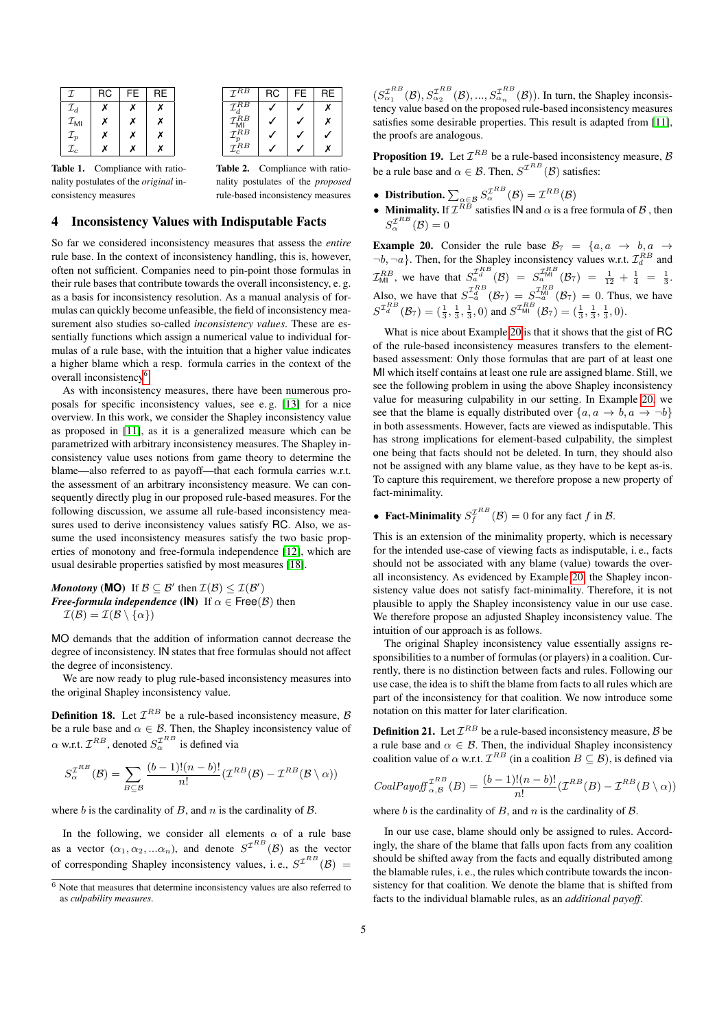| $\mathcal{I}$ | RC | FE | RE |
|---|---|---|---|
| $\mathcal{I}_d$ | ✗ | ✗ | ✗ |
| $\mathcal{I}_{\mathsf{MI}}$ | ✗ | ✗ | ✗ |
| $\mathcal{I}_p$ | ✗ | ✗ | ✗ |
| $\mathcal{I}_c$ | ✗ | ✗ | ✗ |

**Table 1.** Compliance with rationality postulates of the *original* inconsistency measures

| $\mathcal{I}^{RB}$ | RC | FE | RE |
|---|---|---|---|
| $\mathcal{I}_d^{RB}$ | ✓ | ✓ | ✗ |
| $\mathcal{I}_{\mathsf{MI}}^{RB}$ | ✓ | ✓ | ✗ |
| $\mathcal{I}_p^{RB}$ | ✓ | ✓ | ✓ |
| $\mathcal{I}_c^{RB}$ | ✓ | ✓ | ✗ |

**Table 2.** Compliance with rationality postulates of the *proposed* rule-based inconsistency measures

## 4 Inconsistency Values with Indisputable Facts

So far we considered inconsistency measures that assess the *entire* rule base. In the context of inconsistency handling, this is, however, often not sufficient. Companies need to pin-point those formulas in their rule bases that contribute towards the overall inconsistency, e. g. as a basis for inconsistency resolution. As a manual analysis of formulas can quickly become unfeasible, the field of inconsistency measurement also studies so-called *inconsistency values*. These are essentially functions which assign a numerical value to individual formulas of a rule base, with the intuition that a higher value indicates a higher blame which a resp. formula carries in the context of the overall inconsistency[6].

As with inconsistency measures, there have been numerous proposals for specific inconsistency values, see e. g. [13] for a nice overview. In this work, we consider the Shapley inconsistency value as proposed in [11], as it is a generalized measure which can be parametrized with arbitrary inconsistency measures. The Shapley inconsistency value uses notions from game theory to determine the blame—also referred to as payoff—that each formula carries w.r.t. the assessment of an arbitrary inconsistency measure. We can consequently directly plug in our proposed rule-based measures. For the following discussion, we assume all rule-based inconsistency measures used to derive inconsistency values satisfy RC. Also, we assume the used inconsistency measures satisfy the two basic properties of monotony and free-formula independence [12], which are usual desirable properties satisfied by most measures [18].

***Monotony* (MO)** If $\mathcal{B} \subseteq \mathcal{B}'$ then $\mathcal{I}(\mathcal{B}) \leq \mathcal{I}(\mathcal{B}')$
***Free-formula independence* (IN)** If $\alpha \in \mathsf{Free}(\mathcal{B})$ then $\mathcal{I}(\mathcal{B}) = \mathcal{I}(\mathcal{B} \setminus \{\alpha\})$

MO demands that the addition of information cannot decrease the degree of inconsistency. IN states that free formulas should not affect the degree of inconsistency.

We are now ready to plug rule-based inconsistency measures into the original Shapley inconsistency value.

**Definition 18.** Let $\mathcal{I}^{RB}$ be a rule-based inconsistency measure, $\mathcal{B}$ be a rule base and $\alpha \in \mathcal{B}$. Then, the Shapley inconsistency value of $\alpha$ w.r.t. $\mathcal{I}^{RB}$, denoted $S_\alpha^{\mathcal{I}^{RB}}$ is defined via

$$S_\alpha^{\mathcal{I}^{RB}}(\mathcal{B}) = \sum_{B \subseteq \mathcal{B}} \frac{(b-1)!(n-b)!}{n!}(\mathcal{I}^{RB}(\mathcal{B}) - \mathcal{I}^{RB}(\mathcal{B} \setminus \alpha))$$

where $b$ is the cardinality of $B$, and $n$ is the cardinality of $\mathcal{B}$.

In the following, we consider all elements $\alpha$ of a rule base as a vector $(\alpha_1, \alpha_2, \ldots \alpha_n)$, and denote $S^{\mathcal{I}^{RB}}(\mathcal{B})$ as the vector of corresponding Shapley inconsistency values, i. e., $S^{\mathcal{I}^{RB}}(\mathcal{B}) = (S_{\alpha_1}^{\mathcal{I}^{RB}}(\mathcal{B}), S_{\alpha_2}^{\mathcal{I}^{RB}}(\mathcal{B}), \ldots, S_{\alpha_n}^{\mathcal{I}^{RB}}(\mathcal{B}))$. In turn, the Shapley inconsistency value based on the proposed rule-based inconsistency measures satisfies some desirable properties. This result is adapted from [11], the proofs are analogous.

**Proposition 19.** Let $\mathcal{I}^{RB}$ be a rule-based inconsistency measure, $\mathcal{B}$ be a rule base and $\alpha \in \mathcal{B}$. Then, $S^{\mathcal{I}^{RB}}(\mathcal{B})$ satisfies:

- **Distribution.** $\sum_{\alpha \in \mathcal{B}} S_\alpha^{\mathcal{I}^{RB}}(\mathcal{B}) = \mathcal{I}^{RB}(\mathcal{B})$
- **Minimality.** If $\mathcal{I}^{RB}$ satisfies IN and $\alpha$ is a free formula of $\mathcal{B}$, then $S_\alpha^{\mathcal{I}^{RB}}(\mathcal{B}) = 0$

**Example 20.** Consider the rule base $\mathcal{B}_7 = \{a, a \to b, a \to \neg b, \neg a\}$. Then, for the Shapley inconsistency values w.r.t. $\mathcal{I}_d^{RB}$ and $\mathcal{I}_{\mathsf{MI}}^{RB}$, we have that $S_a^{\mathcal{I}_d^{RB}}(\mathcal{B}) = S_a^{\mathcal{I}_{\mathsf{MI}}^{RB}}(\mathcal{B}_7) = \frac{1}{12} + \frac{1}{4} = \frac{1}{3}$. Also, we have that $S_{\neg a}^{\mathcal{I}_d^{RB}}(\mathcal{B}_7) = S_{\neg a}^{\mathcal{I}_{\mathsf{MI}}^{RB}}(\mathcal{B}_7) = 0$. Thus, we have $S^{\mathcal{I}_d^{RB}}(\mathcal{B}_7) = (\frac{1}{3}, \frac{1}{3}, \frac{1}{3}, 0)$ and $S^{\mathcal{I}_{\mathsf{MI}}^{RB}}(\mathcal{B}_7) = (\frac{1}{3}, \frac{1}{3}, \frac{1}{3}, 0)$.

What is nice about Example 20 is that it shows that the gist of RC of the rule-based inconsistency measures transfers to the element-based assessment: Only those formulas that are part of at least one MI which itself contains at least one rule are assigned blame. Still, we see the following problem in using the above Shapley inconsistency value for measuring culpability in our setting. In Example 20, we see that the blame is equally distributed over $\{a, a \to b, a \to \neg b\}$ in both assessments. However, facts are viewed as indisputable. This has strong implications for element-based culpability, the simplest one being that facts should not be deleted. In turn, they should also not be assigned with any blame value, as they have to be kept as-is. To capture this requirement, we therefore propose a new property of fact-minimality.

- **Fact-Minimality** $S_f^{\mathcal{I}^{RB}}(\mathcal{B}) = 0$ for any fact $f$ in $\mathcal{B}$.

This is an extension of the minimality property, which is necessary for the intended use-case of viewing facts as indisputable, i. e., facts should not be associated with any blame (value) towards the overall inconsistency. As evidenced by Example 20, the Shapley inconsistency value does not satisfy fact-minimality. Therefore, it is not plausible to apply the Shapley inconsistency value in our use case. We therefore propose an adjusted Shapley inconsistency value. The intuition of our approach is as follows.

The original Shapley inconsistency value essentially assigns responsibilities to a number of formulas (or players) in a coalition. Currently, there is no distinction between facts and rules. Following our use case, the idea is to shift the blame from facts to all rules which are part of the inconsistency for that coalition. We now introduce some notation on this matter for later clarification.

**Definition 21.** Let $\mathcal{I}^{RB}$ be a rule-based inconsistency measure, $\mathcal{B}$ be a rule base and $\alpha \in \mathcal{B}$. Then, the individual Shapley inconsistency coalition value of $\alpha$ w.r.t. $\mathcal{I}^{RB}$ (in a coalition $B \subseteq \mathcal{B}$), is defined via

$$\mathit{CoalPayoff}_{\alpha,\mathcal{B}}^{\mathcal{I}^{RB}}(B) = \frac{(b-1)!(n-b)!}{n!}(\mathcal{I}^{RB}(B) - \mathcal{I}^{RB}(B \setminus \alpha))$$

where $b$ is the cardinality of $B$, and $n$ is the cardinality of $\mathcal{B}$.

In our use case, blame should only be assigned to rules. Accordingly, the share of the blame that falls upon facts from any coalition should be shifted away from the facts and equally distributed among the blamable rules, i. e., the rules which contribute towards the inconsistency for that coalition. We denote the blame that is shifted from facts to the individual blamable rules, as an *additional payoff*.

[6] Note that measures that determine inconsistency values are also referred to as *culpability measures*.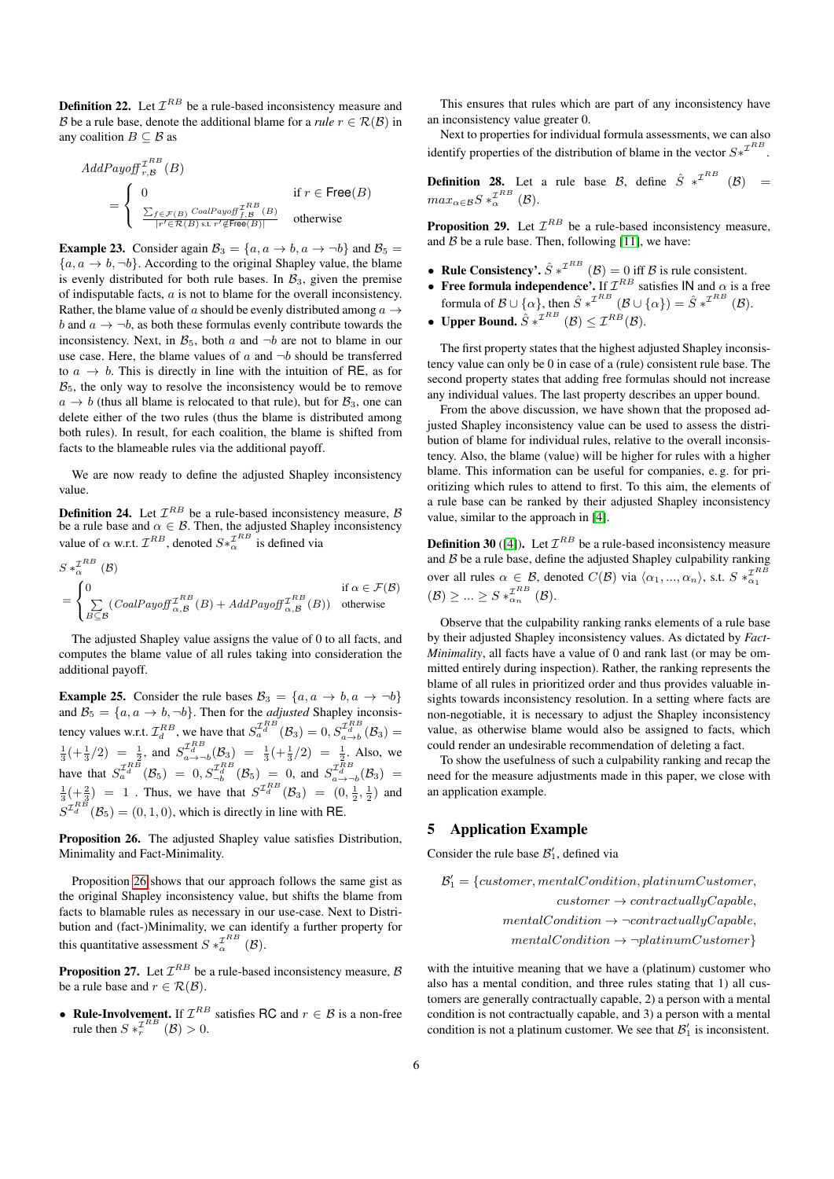**Definition 22.** Let $\mathcal{I}^{RB}$ be a rule-based inconsistency measure and $\mathcal{B}$ be a rule base, denote the additional blame for a *rule* $r \in \mathcal{R}(\mathcal{B})$ in any coalition $B \subseteq \mathcal{B}$ as

$$AddPayoff^{\mathcal{I}^{RB}}_{r,\mathcal{B}}(B) = \begin{cases} 0 & \text{if } r \in \mathsf{Free}(B) \\ \frac{\sum_{f \in \mathcal{F}(B)} CoalPayoff^{\mathcal{I}^{RB}}_{f,\mathcal{B}}(B)}{|r' \in \mathcal{R}(B) \text{ s.t. } r' \notin \mathsf{Free}(B)|} & \text{otherwise} \end{cases}$$

**Example 23.** Consider again $\mathcal{B}_3 = \{a, a \to b, a \to \neg b\}$ and $\mathcal{B}_5 = \{a, a \to b, \neg b\}$. According to the original Shapley value, the blame is evenly distributed for both rule bases. In $\mathcal{B}_3$, given the premise of indisputable facts, $a$ is not to blame for the overall inconsistency. Rather, the blame value of $a$ should be evenly distributed among $a \to b$ and $a \to \neg b$, as both these formulas evenly contribute towards the inconsistency. Next, in $\mathcal{B}_5$, both $a$ and $\neg b$ are not to blame in our use case. Here, the blame values of $a$ and $\neg b$ should be transferred to $a \to b$. This is directly in line with the intuition of $\mathsf{RE}$, as for $\mathcal{B}_5$, the only way to resolve the inconsistency would be to remove $a \to b$ (thus all blame is relocated to that rule), but for $\mathcal{B}_3$, one can delete either of the two rules (thus the blame is distributed among both rules). In result, for each coalition, the blame is shifted from facts to the blameable rules via the additional payoff.

We are now ready to define the adjusted Shapley inconsistency value.

**Definition 24.** Let $\mathcal{I}^{RB}$ be a rule-based inconsistency measure, $\mathcal{B}$ be a rule base and $\alpha \in \mathcal{B}$. Then, the adjusted Shapley inconsistency value of $\alpha$ w.r.t. $\mathcal{I}^{RB}$, denoted $S*^{\mathcal{I}^{RB}}_{\alpha}$ is defined via

$$S*^{\mathcal{I}^{RB}}_{\alpha}(\mathcal{B}) = \begin{cases} 0 & \text{if } \alpha \in \mathcal{F}(\mathcal{B}) \\ \sum\limits_{B \subseteq \mathcal{B}} (CoalPayoff^{\mathcal{I}^{RB}}_{\alpha,\mathcal{B}}(B) + AddPayoff^{\mathcal{I}^{RB}}_{\alpha,\mathcal{B}}(B)) & \text{otherwise} \end{cases}$$

The adjusted Shapley value assigns the value of 0 to all facts, and computes the blame value of all rules taking into consideration the additional payoff.

**Example 25.** Consider the rule bases $\mathcal{B}_3 = \{a, a \to b, a \to \neg b\}$ and $\mathcal{B}_5 = \{a, a \to b, \neg b\}$. Then for the *adjusted* Shapley inconsistency values w.r.t. $\mathcal{I}^{RB}_d$, we have that $S^{\mathcal{I}^{RB}_d}_a(\mathcal{B}_3) = 0, S^{\mathcal{I}^{RB}_d}_{a\to b}(\mathcal{B}_3) = \frac{1}{3}(+\frac{1}{3}/2) = \frac{1}{2}$, and $S^{\mathcal{I}^{RB}_d}_{a\to\neg b}(\mathcal{B}_3) = \frac{1}{3}(+\frac{1}{3}/2) = \frac{1}{2}$. Also, we have that $S^{\mathcal{I}^{RB}_d}_a(\mathcal{B}_5) = 0, S^{\mathcal{I}^{RB}_d}_{\neg b}(\mathcal{B}_5) = 0$, and $S^{\mathcal{I}^{RB}_d}_{a\to\neg b}(\mathcal{B}_3) = \frac{1}{3}(+\frac{2}{3}) = 1$ . Thus, we have that $S^{\mathcal{I}^{RB}_d}(\mathcal{B}_3) = (0, \frac{1}{2}, \frac{1}{2})$ and $S^{\mathcal{I}^{RB}_d}(\mathcal{B}_5) = (0, 1, 0)$, which is directly in line with $\mathsf{RE}$.

**Proposition 26.** The adjusted Shapley value satisfies Distribution, Minimality and Fact-Minimality.

Proposition 26 shows that our approach follows the same gist as the original Shapley inconsistency value, but shifts the blame from facts to blamable rules as necessary in our use-case. Next to Distribution and (fact-)Minimality, we can identify a further property for this quantitative assessment $S*^{\mathcal{I}^{RB}}_{\alpha}(\mathcal{B})$.

**Proposition 27.** Let $\mathcal{I}^{RB}$ be a rule-based inconsistency measure, $\mathcal{B}$ be a rule base and $r \in \mathcal{R}(\mathcal{B})$.

- **Rule-Involvement.** If $\mathcal{I}^{RB}$ satisfies $\mathsf{RC}$ and $r \in \mathcal{B}$ is a non-free rule then $S*^{\mathcal{I}^{RB}}_{r}(\mathcal{B}) > 0$.

This ensures that rules which are part of any inconsistency have an inconsistency value greater 0.

Next to properties for individual formula assessments, we can also identify properties of the distribution of blame in the vector $S*^{\mathcal{I}^{RB}}$.

**Definition 28.** Let a rule base $\mathcal{B}$, define $\hat{S}*^{\mathcal{I}^{RB}}(\mathcal{B}) = max_{\alpha \in \mathcal{B}} S*^{\mathcal{I}^{RB}}_{\alpha}(\mathcal{B})$.

**Proposition 29.** Let $\mathcal{I}^{RB}$ be a rule-based inconsistency measure, and $\mathcal{B}$ be a rule base. Then, following [11], we have:

- **Rule Consistency'.** $\hat{S}*^{\mathcal{I}^{RB}}(\mathcal{B}) = 0$ iff $\mathcal{B}$ is rule consistent.
- **Free formula independence'.** If $\mathcal{I}^{RB}$ satisfies $\mathsf{IN}$ and $\alpha$ is a free formula of $\mathcal{B} \cup \{\alpha\}$, then $\hat{S}*^{\mathcal{I}^{RB}}(\mathcal{B} \cup \{\alpha\}) = \hat{S}*^{\mathcal{I}^{RB}}(\mathcal{B})$.
- **Upper Bound.** $\hat{S}*^{\mathcal{I}^{RB}}(\mathcal{B}) \leq \mathcal{I}^{RB}(\mathcal{B})$.

The first property states that the highest adjusted Shapley inconsistency value can only be 0 in case of a (rule) consistent rule base. The second property states that adding free formulas should not increase any individual values. The last property describes an upper bound.

From the above discussion, we have shown that the proposed adjusted Shapley inconsistency value can be used to assess the distribution of blame for individual rules, relative to the overall inconsistency. Also, the blame (value) will be higher for rules with a higher blame. This information can be useful for companies, e. g. for prioritizing which rules to attend to first. To this aim, the elements of a rule base can be ranked by their adjusted Shapley inconsistency value, similar to the approach in [4].

**Definition 30** ([4])**.** Let $\mathcal{I}^{RB}$ be a rule-based inconsistency measure and $\mathcal{B}$ be a rule base, define the adjusted Shapley culpability ranking over all rules $\alpha \in \mathcal{B}$, denoted $C(\mathcal{B})$ via $\langle \alpha_1, ..., \alpha_n \rangle$, s.t. $S*^{\mathcal{I}^{RB}}_{\alpha_1}(\mathcal{B}) \geq ... \geq S*^{\mathcal{I}^{RB}}_{\alpha_n}(\mathcal{B})$.

Observe that the culpability ranking ranks elements of a rule base by their adjusted Shapley inconsistency values. As dictated by *Fact-Minimality*, all facts have a value of 0 and rank last (or may be ommitted entirely during inspection). Rather, the ranking represents the blame of all rules in prioritized order and thus provides valuable insights towards inconsistency resolution. In a setting where facts are non-negotiable, it is necessary to adjust the Shapley inconsistency value, as otherwise blame would also be assigned to facts, which could render an undesirable recommendation of deleting a fact.

To show the usefulness of such a culpability ranking and recap the need for the measure adjustments made in this paper, we close with an application example.

## 5 Application Example

Consider the rule base $\mathcal{B}'_1$, defined via

$$\begin{aligned} \mathcal{B}'_1 = \{&customer, mentalCondition, platinumCustomer, \\ &customer \to contractuallyCapable, \\ &mentalCondition \to \neg contractuallyCapable, \\ &mentalCondition \to \neg platinumCustomer\} \end{aligned}$$

with the intuitive meaning that we have a (platinum) customer who also has a mental condition, and three rules stating that 1) all customers are generally contractually capable, 2) a person with a mental condition is not contractually capable, and 3) a person with a mental condition is not a platinum customer. We see that $\mathcal{B}'_1$ is inconsistent.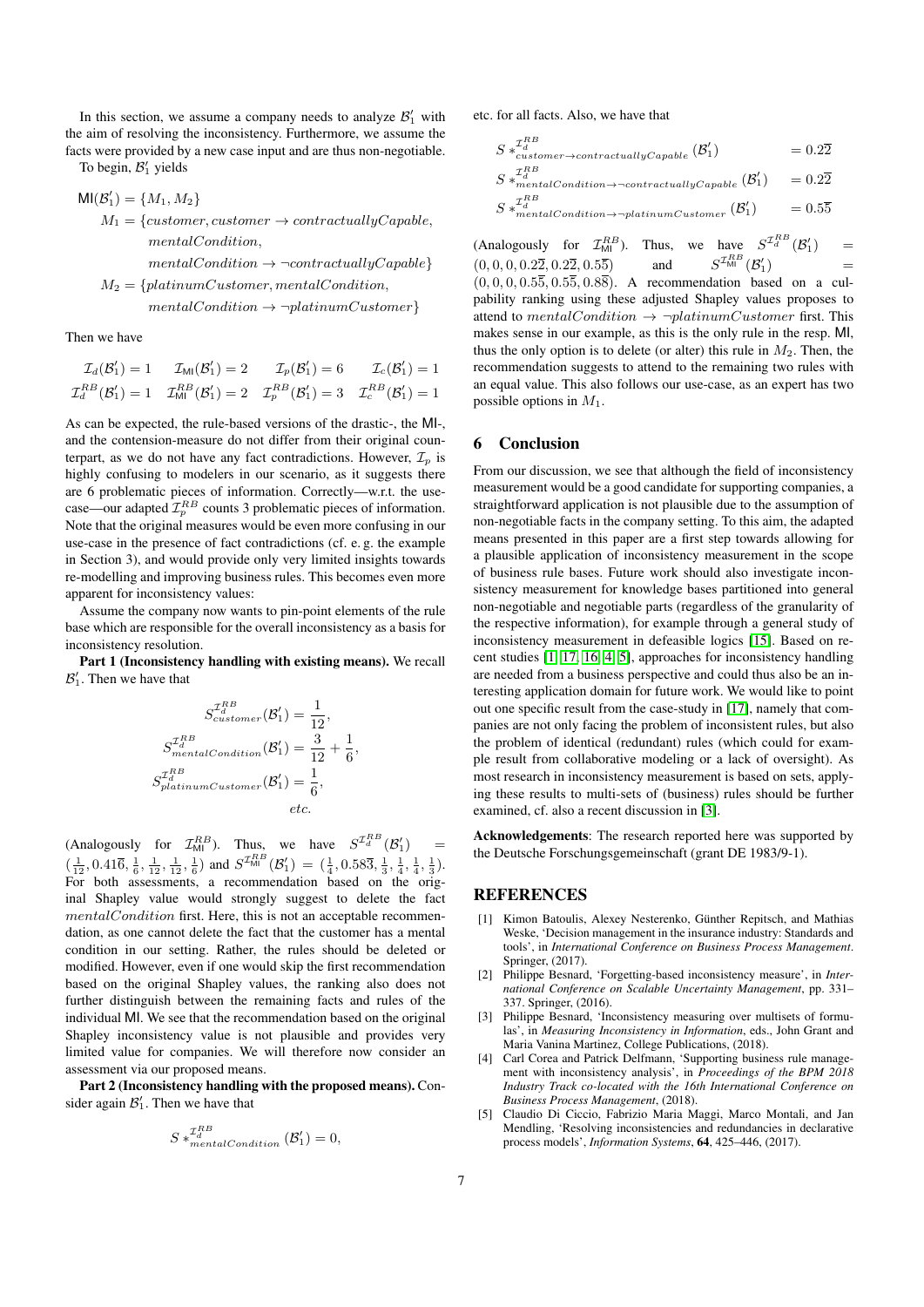In this section, we assume a company needs to analyze $\mathcal{B}_1'$ with the aim of resolving the inconsistency. Furthermore, we assume the facts were provided by a new case input and are thus non-negotiable.

To begin, $\mathcal{B}_1'$ yields

$$\begin{aligned}
\mathsf{MI}(\mathcal{B}_1') &= \{M_1, M_2\} \\
M_1 &= \{customer, customer \rightarrow contractuallyCapable, \\
&\quad mentalCondition, \\
&\quad mentalCondition \rightarrow \neg contractuallyCapable\} \\
M_2 &= \{platinumCustomer, mentalCondition, \\
&\quad mentalCondition \rightarrow \neg platinumCustomer\}
\end{aligned}$$

Then we have

$$\begin{array}{llll}
\mathcal{I}_d(\mathcal{B}_1') = 1 & \mathcal{I}_{\mathsf{MI}}(\mathcal{B}_1') = 2 & \mathcal{I}_p(\mathcal{B}_1') = 6 & \mathcal{I}_c(\mathcal{B}_1') = 1 \\
\mathcal{I}_d^{RB}(\mathcal{B}_1') = 1 & \mathcal{I}_{\mathsf{MI}}^{RB}(\mathcal{B}_1') = 2 & \mathcal{I}_p^{RB}(\mathcal{B}_1') = 3 & \mathcal{I}_c^{RB}(\mathcal{B}_1') = 1
\end{array}$$

As can be expected, the rule-based versions of the drastic-, the MI-, and the contension-measure do not differ from their original counterpart, as we do not have any fact contradictions. However, $\mathcal{I}_p$ is highly confusing to modelers in our scenario, as it suggests there are 6 problematic pieces of information. Correctly—w.r.t. the use-case—our adapted $\mathcal{I}_p^{RB}$ counts 3 problematic pieces of information. Note that the original measures would be even more confusing in our use-case in the presence of fact contradictions (cf. e. g. the example in Section 3), and would provide only very limited insights towards re-modelling and improving business rules. This becomes even more apparent for inconsistency values:

Assume the company now wants to pin-point elements of the rule base which are responsible for the overall inconsistency as a basis for inconsistency resolution.

**Part 1 (Inconsistency handling with existing means).** We recall $\mathcal{B}_1'$. Then we have that

$$\begin{aligned}
S^{\mathcal{I}_d^{RB}}_{customer}(\mathcal{B}_1') &= \frac{1}{12}, \\
S^{\mathcal{I}_d^{RB}}_{mentalCondition}(\mathcal{B}_1') &= \frac{3}{12} + \frac{1}{6}, \\
S^{\mathcal{I}_d^{RB}}_{platinumCustomer}(\mathcal{B}_1') &= \frac{1}{6}, \\
&etc.
\end{aligned}$$

(Analogously for $\mathcal{I}_{\mathsf{MI}}^{RB}$). Thus, we have $S^{\mathcal{I}_d^{RB}}(\mathcal{B}_1') = (\frac{1}{12}, 0.41\overline{6}, \frac{1}{6}, \frac{1}{12}, \frac{1}{12}, \frac{1}{6})$ and $S^{\mathcal{I}_{\mathsf{MI}}^{RB}}(\mathcal{B}_1') = (\frac{1}{4}, 0.58\overline{3}, \frac{1}{3}, \frac{1}{4}, \frac{1}{4}, \frac{1}{3})$. For both assessments, a recommendation based on the original Shapley value would strongly suggest to delete the fact $mentalCondition$ first. Here, this is not an acceptable recommendation, as one cannot delete the fact that the customer has a mental condition in our setting. Rather, the rules should be deleted or modified. However, even if one would skip the first recommendation based on the original Shapley values, the ranking also does not further distinguish between the remaining facts and rules of the individual MI. We see that the recommendation based on the original Shapley inconsistency value is not plausible and provides very limited value for companies. We will therefore now consider an assessment via our proposed means.

**Part 2 (Inconsistency handling with the proposed means).** Consider again $\mathcal{B}_1'$. Then we have that

$$S*^{\mathcal{I}_d^{RB}}_{mentalCondition}(\mathcal{B}_1') = 0,$$

etc. for all facts. Also, we have that

$$\begin{aligned}
S*^{\mathcal{I}_d^{RB}}_{customer \rightarrow contractuallyCapable}(\mathcal{B}_1') &= 0.2\overline{2} \\
S*^{\mathcal{I}_d^{RB}}_{mentalCondition \rightarrow \neg contractuallyCapable}(\mathcal{B}_1') &= 0.2\overline{2} \\
S*^{\mathcal{I}_d^{RB}}_{mentalCondition \rightarrow \neg platinumCustomer}(\mathcal{B}_1') &= 0.5\overline{5}
\end{aligned}$$

(Analogously for $\mathcal{I}_{\mathsf{MI}}^{RB}$). Thus, we have $S^{\mathcal{I}_d^{RB}}(\mathcal{B}_1') = (0, 0, 0, 0.2\overline{2}, 0.2\overline{2}, 0.5\overline{5})$ and $S^{\mathcal{I}_{\mathsf{MI}}^{RB}}(\mathcal{B}_1') = (0, 0, 0, 0.5\overline{5}, 0.5\overline{5}, 0.8\overline{8})$. A recommendation based on a culpability ranking using these adjusted Shapley values proposes to attend to $mentalCondition \rightarrow \neg platinumCustomer$ first. This makes sense in our example, as this is the only rule in the resp. MI, thus the only option is to delete (or alter) this rule in $M_2$. Then, the recommendation suggests to attend to the remaining two rules with an equal value. This also follows our use-case, as an expert has two possible options in $M_1$.

## 6 Conclusion

From our discussion, we see that although the field of inconsistency measurement would be a good candidate for supporting companies, a straightforward application is not plausible due to the assumption of non-negotiable facts in the company setting. To this aim, the adapted means presented in this paper are a first step towards allowing for a plausible application of inconsistency measurement in the scope of business rule bases. Future work should also investigate inconsistency measurement for knowledge bases partitioned into general non-negotiable and negotiable parts (regardless of the granularity of the respective information), for example through a general study of inconsistency measurement in defeasible logics [15]. Based on recent studies [1, 17, 16, 4, 5], approaches for inconsistency handling are needed from a business perspective and could thus also be an interesting application domain for future work. We would like to point out one specific result from the case-study in [17], namely that companies are not only facing the problem of inconsistent rules, but also the problem of identical (redundant) rules (which could for example result from collaborative modeling or a lack of oversight). As most research in inconsistency measurement is based on sets, applying these results to multi-sets of (business) rules should be further examined, cf. also a recent discussion in [3].

**Acknowledgements**: The research reported here was supported by the Deutsche Forschungsgemeinschaft (grant DE 1983/9-1).

## REFERENCES

[1] Kimon Batoulis, Alexey Nesterenko, Günther Repitsch, and Mathias Weske, 'Decision management in the insurance industry: Standards and tools', in *International Conference on Business Process Management*. Springer, (2017).

[2] Philippe Besnard, 'Forgetting-based inconsistency measure', in *International Conference on Scalable Uncertainty Management*, pp. 331–337. Springer, (2016).

[3] Philippe Besnard, 'Inconsistency measuring over multisets of formulas', in *Measuring Inconsistency in Information*, eds., John Grant and Maria Vanina Martinez, College Publications, (2018).

[4] Carl Corea and Patrick Delfmann, 'Supporting business rule management with inconsistency analysis', in *Proceedings of the BPM 2018 Industry Track co-located with the 16th International Conference on Business Process Management*, (2018).

[5] Claudio Di Ciccio, Fabrizio Maria Maggi, Marco Montali, and Jan Mendling, 'Resolving inconsistencies and redundancies in declarative process models', *Information Systems*, **64**, 425–446, (2017).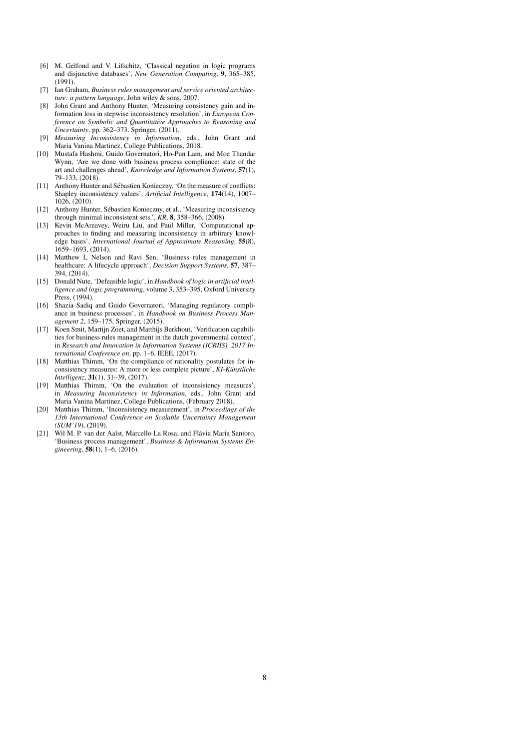[6] M. Gelfond and V. Lifschitz, 'Classical negation in logic programs and disjunctive databases', *New Generation Computing*, **9**, 365–385, (1991).

[7] Ian Graham, *Business rules management and service oriented architecture: a pattern language*, John wiley & sons, 2007.

[8] John Grant and Anthony Hunter, 'Measuring consistency gain and information loss in stepwise inconsistency resolution', in *European Conference on Symbolic and Quantitative Approaches to Reasoning and Uncertainty*, pp. 362–373. Springer, (2011).

[9] *Measuring Inconsistency in Information*, eds., John Grant and Maria Vanina Martinez, College Publications, 2018.

[10] Mustafa Hashmi, Guido Governatori, Ho-Pun Lam, and Moe Thandar Wynn, 'Are we done with business process compliance: state of the art and challenges ahead', *Knowledge and Information Systems*, **57**(1), 79–133, (2018).

[11] Anthony Hunter and Sébastien Konieczny, 'On the measure of conflicts: Shapley inconsistency values', *Artificial Intelligence*, **174**(14), 1007–1026, (2010).

[12] Anthony Hunter, Sébastien Konieczny, et al., 'Measuring inconsistency through minimal inconsistent sets.', *KR*, **8**, 358–366, (2008).

[13] Kevin McAreavey, Weiru Liu, and Paul Miller, 'Computational approaches to finding and measuring inconsistency in arbitrary knowledge bases', *International Journal of Approximate Reasoning*, **55**(8), 1659–1693, (2014).

[14] Matthew L Nelson and Ravi Sen, 'Business rules management in healthcare: A lifecycle approach', *Decision Support Systems*, **57**, 387–394, (2014).

[15] Donald Nute, 'Defeasible logic', in *Handbook of logic in artificial intelligence and logic programming*, volume 3, 353–395, Oxford University Press, (1994).

[16] Shazia Sadiq and Guido Governatori, 'Managing regulatory compliance in business processes', in *Handbook on Business Process Management 2*, 159–175, Springer, (2015).

[17] Koen Smit, Martijn Zoet, and Matthijs Berkhout, 'Verification capabilities for business rules management in the dutch governmental context', in *Research and Innovation in Information Systems (ICRIIS), 2017 International Conference on*, pp. 1–6. IEEE, (2017).

[18] Matthias Thimm, 'On the compliance of rationality postulates for inconsistency measures: A more or less complete picture', *KI-Künstliche Intelligenz*, **31**(1), 31–39, (2017).

[19] Matthias Thimm, 'On the evaluation of inconsistency measures', in *Measuring Inconsistency in Information*, eds., John Grant and Maria Vanina Martinez, College Publications, (February 2018).

[20] Matthias Thimm, 'Inconsistency measurement', in *Proceedings of the 13th International Conference on Scalable Uncertainty Management (SUM'19)*, (2019).

[21] Wil M. P. van der Aalst, Marcello La Rosa, and Flávia Maria Santoro, 'Business process management', *Business & Information Systems Engineering*, **58**(1), 1–6, (2016).